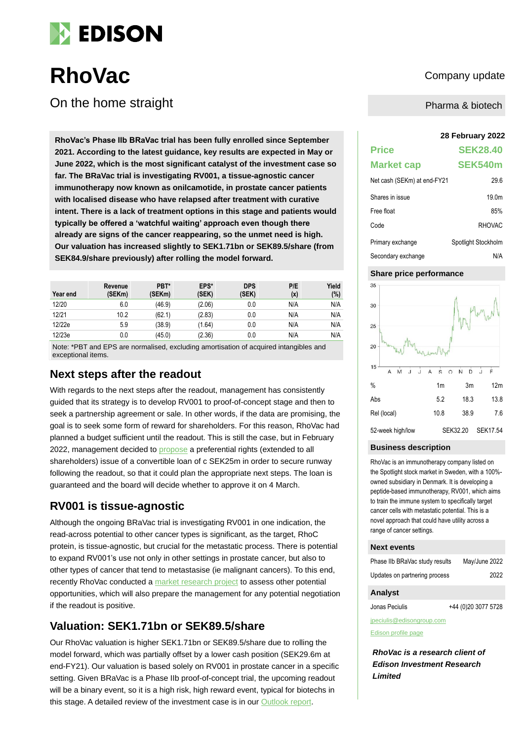# EDISON

# RhoVac

## On the home straight

Company update

Pharma & biotech

**RhoVac's Phase IIb BRaVac trial has been fully enrolled since September 2021. According to the latest guidance, key results are expected in May or June 2022, which is the most significant catalyst of the investment case so far. The BRaVac trial is investigating RV001, a tissue-agnostic cancer immunotherapy now known as onilcamotide, in prostate cancer patients with localised disease who have relapsed after treatment with curative intent. There is a lack of treatment options in this stage and patients would typically be offered a 'watchful waiting' approach even though there already are signs of the cancer reappearing, so the unmet need is high. Our valuation has increased slightly to SEK1.71bn or SEK89.5/share (from SEK84.9/share previously) after rolling the model forward.**

| Year end | Revenue (SEKm) | PBT* (SEKm) | EPS* (SEK) | DPS (SEK) | P/E (x) | Yield (%) |
|---|---|---|---|---|---|---|
| 12/20 | 6.0 | (46.9) | (2.06) | 0.0 | N/A | N/A |
| 12/21 | 10.2 | (62.1) | (2.83) | 0.0 | N/A | N/A |
| 12/22e | 5.9 | (38.9) | (1.64) | 0.0 | N/A | N/A |
| 12/23e | 0.0 | (45.0) | (2.36) | 0.0 | N/A | N/A |

Note: *PBT and EPS are normalised, excluding amortisation of acquired intangibles and exceptional items.

## Next steps after the readout

With regards to the next steps after the readout, management has consistently guided that its strategy is to develop RV001 to proof-of-concept stage and then to seek a partnership agreement or sale. In other words, if the data are promising, the goal is to seek some form of reward for shareholders. For this reason, RhoVac had planned a budget sufficient until the readout. This is still the case, but in February 2022, management decided to propose a preferential rights (extended to all shareholders) issue of a convertible loan of c SEK25m in order to secure runway following the readout, so that it could plan the appropriate next steps. The loan is guaranteed and the board will decide whether to approve it on 4 March.

## RV001 is tissue-agnostic

Although the ongoing BRaVac trial is investigating RV001 in one indication, the read-across potential to other cancer types is significant, as the target, RhoC protein, is tissue-agnostic, but crucial for the metastatic process. There is potential to expand RV001's use not only in other settings in prostate cancer, but also to other types of cancer that tend to metastasise (ie malignant cancers). To this end, recently RhoVac conducted a market research project to assess other potential opportunities, which will also prepare the management for any potential negotiation if the readout is positive.

## Valuation: SEK1.71bn or SEK89.5/share

Our RhoVac valuation is higher SEK1.71bn or SEK89.5/share due to rolling the model forward, which was partially offset by a lower cash position (SEK29.6m at end-FY21). Our valuation is based solely on RV001 in prostate cancer in a specific setting. Given BRaVac is a Phase IIb proof-of-concept trial, the upcoming readout will be a binary event, so it is a high risk, high reward event, typical for biotechs in this stage. A detailed review of the investment case is in our Outlook report.

**28 February 2022**

| | |
|---|---|
| **Price** | **SEK28.40** |
| **Market cap** | **SEK540m** |
| Net cash (SEKm) at end-FY21 | 29.6 |
| Shares in issue | 19.0m |
| Free float | 85% |
| Code | RHOVAC |
| Primary exchange | Spotlight Stockholm |
| Secondary exchange | N/A |

### Share price performance

| % | 1m | 3m | 12m |
|---|---|---|---|
| Abs | 5.2 | 18.3 | 13.8 |
| Rel (local) | 10.8 | 38.9 | 7.6 |
| 52-week high/low | | SEK32.20 | SEK17.54 |

### Business description

RhoVac is an immunotherapy company listed on the Spotlight stock market in Sweden, with a 100%-owned subsidiary in Denmark. It is developing a peptide-based immunotherapy, RV001, which aims to train the immune system to specifically target cancer cells with metastatic potential. This is a novel approach that could have utility across a range of cancer settings.

### Next events

| | |
|---|---|
| Phase IIb BRaVac study results | May/June 2022 |
| Updates on partnering process | 2022 |

### Analyst

Jonas Peciulis +44 (0)20 3077 5728

jpeciulis@edisongroup.com

Edison profile page

***RhoVac is a research client of Edison Investment Research Limited***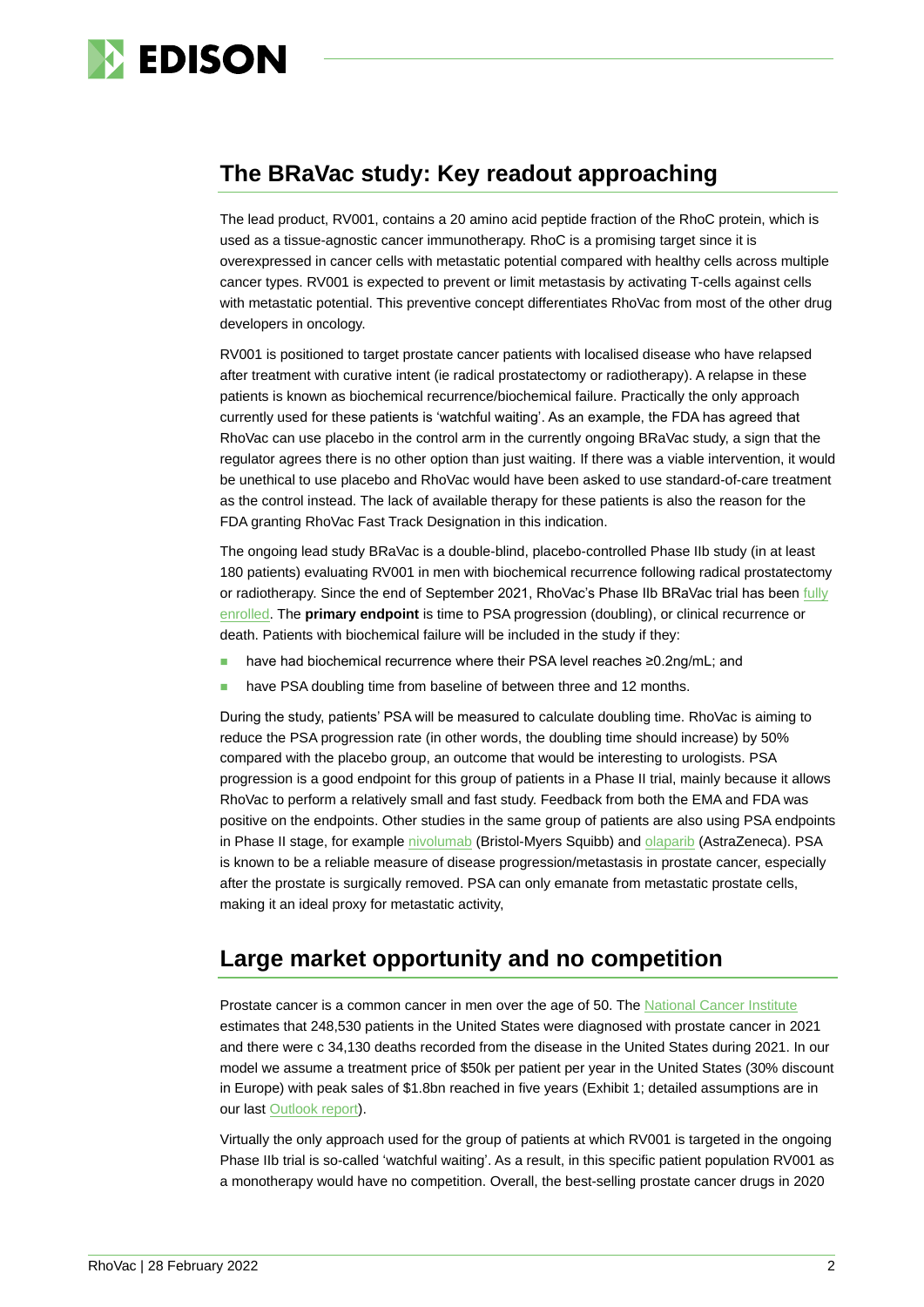## The BRaVac study: Key readout approaching

The lead product, RV001, contains a 20 amino acid peptide fraction of the RhoC protein, which is used as a tissue-agnostic cancer immunotherapy. RhoC is a promising target since it is overexpressed in cancer cells with metastatic potential compared with healthy cells across multiple cancer types. RV001 is expected to prevent or limit metastasis by activating T-cells against cells with metastatic potential. This preventive concept differentiates RhoVac from most of the other drug developers in oncology.

RV001 is positioned to target prostate cancer patients with localised disease who have relapsed after treatment with curative intent (ie radical prostatectomy or radiotherapy). A relapse in these patients is known as biochemical recurrence/biochemical failure. Practically the only approach currently used for these patients is 'watchful waiting'. As an example, the FDA has agreed that RhoVac can use placebo in the control arm in the currently ongoing BRaVac study, a sign that the regulator agrees there is no other option than just waiting. If there was a viable intervention, it would be unethical to use placebo and RhoVac would have been asked to use standard-of-care treatment as the control instead. The lack of available therapy for these patients is also the reason for the FDA granting RhoVac Fast Track Designation in this indication.

The ongoing lead study BRaVac is a double-blind, placebo-controlled Phase IIb study (in at least 180 patients) evaluating RV001 in men with biochemical recurrence following radical prostatectomy or radiotherapy. Since the end of September 2021, RhoVac's Phase IIb BRaVac trial has been fully enrolled. The **primary endpoint** is time to PSA progression (doubling), or clinical recurrence or death. Patients with biochemical failure will be included in the study if they:

- have had biochemical recurrence where their PSA level reaches ≥0.2ng/mL; and
- have PSA doubling time from baseline of between three and 12 months.

During the study, patients' PSA will be measured to calculate doubling time. RhoVac is aiming to reduce the PSA progression rate (in other words, the doubling time should increase) by 50% compared with the placebo group, an outcome that would be interesting to urologists. PSA progression is a good endpoint for this group of patients in a Phase II trial, mainly because it allows RhoVac to perform a relatively small and fast study. Feedback from both the EMA and FDA was positive on the endpoints. Other studies in the same group of patients are also using PSA endpoints in Phase II stage, for example nivolumab (Bristol-Myers Squibb) and olaparib (AstraZeneca). PSA is known to be a reliable measure of disease progression/metastasis in prostate cancer, especially after the prostate is surgically removed. PSA can only emanate from metastatic prostate cells, making it an ideal proxy for metastatic activity,

## Large market opportunity and no competition

Prostate cancer is a common cancer in men over the age of 50. The National Cancer Institute estimates that 248,530 patients in the United States were diagnosed with prostate cancer in 2021 and there were c 34,130 deaths recorded from the disease in the United States during 2021. In our model we assume a treatment price of $50k per patient per year in the United States (30% discount in Europe) with peak sales of $1.8bn reached in five years (Exhibit 1; detailed assumptions are in our last Outlook report).

Virtually the only approach used for the group of patients at which RV001 is targeted in the ongoing Phase IIb trial is so-called 'watchful waiting'. As a result, in this specific patient population RV001 as a monotherapy would have no competition. Overall, the best-selling prostate cancer drugs in 2020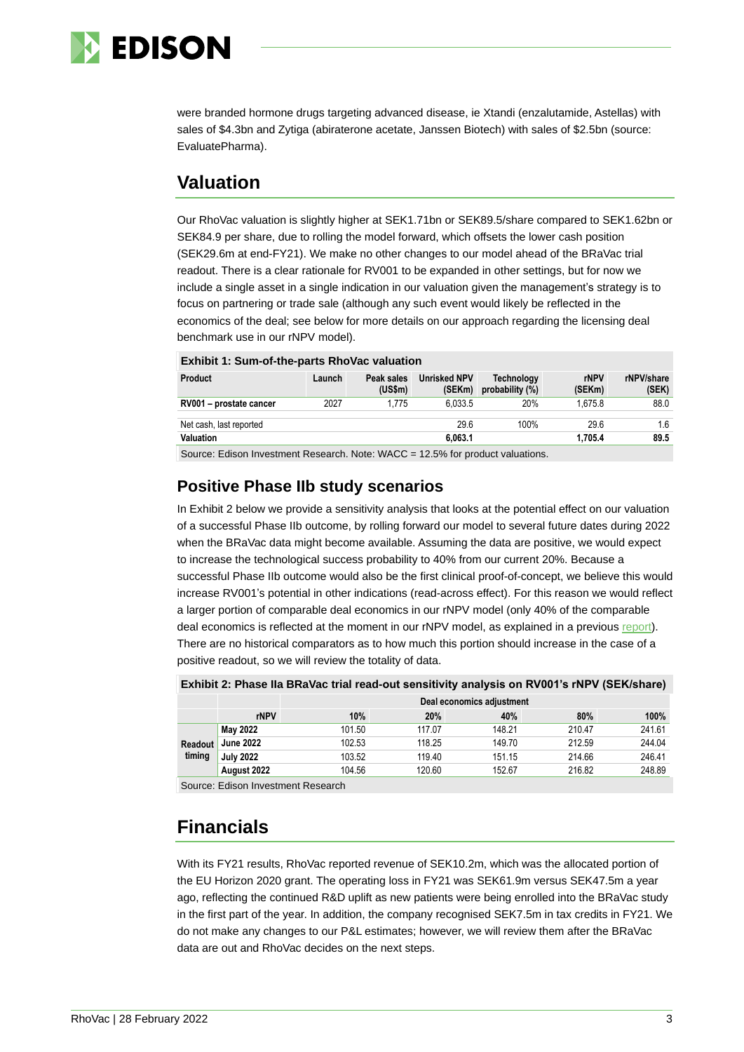were branded hormone drugs targeting advanced disease, ie Xtandi (enzalutamide, Astellas) with sales of \$4.3bn and Zytiga (abiraterone acetate, Janssen Biotech) with sales of \$2.5bn (source: EvaluatePharma).

## Valuation

Our RhoVac valuation is slightly higher at SEK1.71bn or SEK89.5/share compared to SEK1.62bn or SEK84.9 per share, due to rolling the model forward, which offsets the lower cash position (SEK29.6m at end-FY21). We make no other changes to our model ahead of the BRaVac trial readout. There is a clear rationale for RV001 to be expanded in other settings, but for now we include a single asset in a single indication in our valuation given the management's strategy is to focus on partnering or trade sale (although any such event would likely be reflected in the economics of the deal; see below for more details on our approach regarding the licensing deal benchmark use in our rNPV model).

**Exhibit 1: Sum-of-the-parts RhoVac valuation**

| Product | Launch | Peak sales (US\$m) | Unrisked NPV (SEKm) | Technology probability (%) | rNPV (SEKm) | rNPV/share (SEK) |
|---|---|---|---|---|---|---|
| **RV001 – prostate cancer** | 2027 | 1,775 | 6,033.5 | 20% | 1,675.8 | 88.0 |
| Net cash, last reported | | | 29.6 | 100% | 29.6 | 1.6 |
| **Valuation** | | | **6,063.1** | | **1,705.4** | **89.5** |

Source: Edison Investment Research. Note: WACC = 12.5% for product valuations.

### Positive Phase IIb study scenarios

In Exhibit 2 below we provide a sensitivity analysis that looks at the potential effect on our valuation of a successful Phase IIb outcome, by rolling forward our model to several future dates during 2022 when the BRaVac data might become available. Assuming the data are positive, we would expect to increase the technological success probability to 40% from our current 20%. Because a successful Phase IIb outcome would also be the first clinical proof-of-concept, we believe this would increase RV001's potential in other indications (read-across effect). For this reason we would reflect a larger portion of comparable deal economics in our rNPV model (only 40% of the comparable deal economics is reflected at the moment in our rNPV model, as explained in a previous report). There are no historical comparators as to how much this portion should increase in the case of a positive readout, so we will review the totality of data.

**Exhibit 2: Phase IIa BRaVac trial read-out sensitivity analysis on RV001's rNPV (SEK/share)**

| | | Deal economics adjustment | | | | |
|---|---|---|---|---|---|---|
| | **rNPV** | **10%** | **20%** | **40%** | **80%** | **100%** |
| **Readout timing** | **May 2022** | 101.50 | 117.07 | 148.21 | 210.47 | 241.61 |
| | **June 2022** | 102.53 | 118.25 | 149.70 | 212.59 | 244.04 |
| | **July 2022** | 103.52 | 119.40 | 151.15 | 214.66 | 246.41 |
| | **August 2022** | 104.56 | 120.60 | 152.67 | 216.82 | 248.89 |

Source: Edison Investment Research

## Financials

With its FY21 results, RhoVac reported revenue of SEK10.2m, which was the allocated portion of the EU Horizon 2020 grant. The operating loss in FY21 was SEK61.9m versus SEK47.5m a year ago, reflecting the continued R&D uplift as new patients were being enrolled into the BRaVac study in the first part of the year. In addition, the company recognised SEK7.5m in tax credits in FY21. We do not make any changes to our P&L estimates; however, we will review them after the BRaVac data are out and RhoVac decides on the next steps.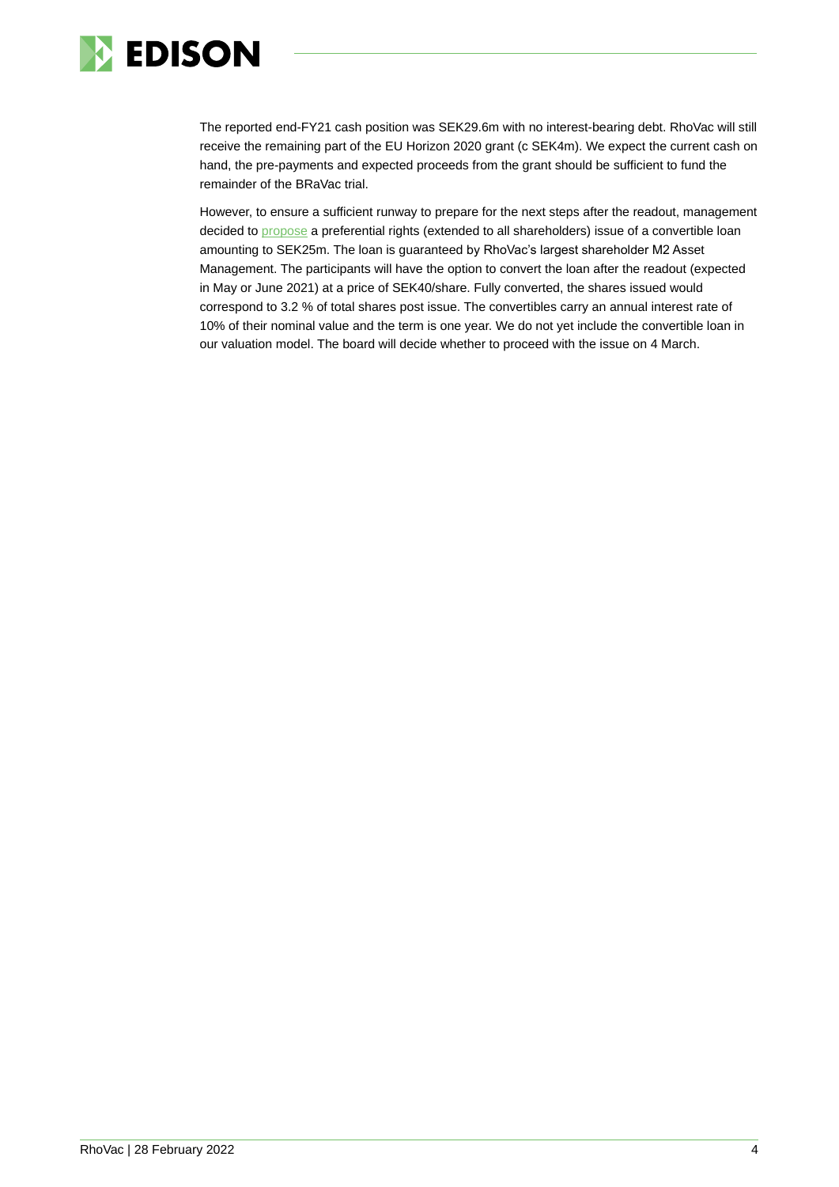The reported end-FY21 cash position was SEK29.6m with no interest-bearing debt. RhoVac will still receive the remaining part of the EU Horizon 2020 grant (c SEK4m). We expect the current cash on hand, the pre-payments and expected proceeds from the grant should be sufficient to fund the remainder of the BRaVac trial.

However, to ensure a sufficient runway to prepare for the next steps after the readout, management decided to propose a preferential rights (extended to all shareholders) issue of a convertible loan amounting to SEK25m. The loan is guaranteed by RhoVac's largest shareholder M2 Asset Management. The participants will have the option to convert the loan after the readout (expected in May or June 2021) at a price of SEK40/share. Fully converted, the shares issued would correspond to 3.2 % of total shares post issue. The convertibles carry an annual interest rate of 10% of their nominal value and the term is one year. We do not yet include the convertible loan in our valuation model. The board will decide whether to proceed with the issue on 4 March.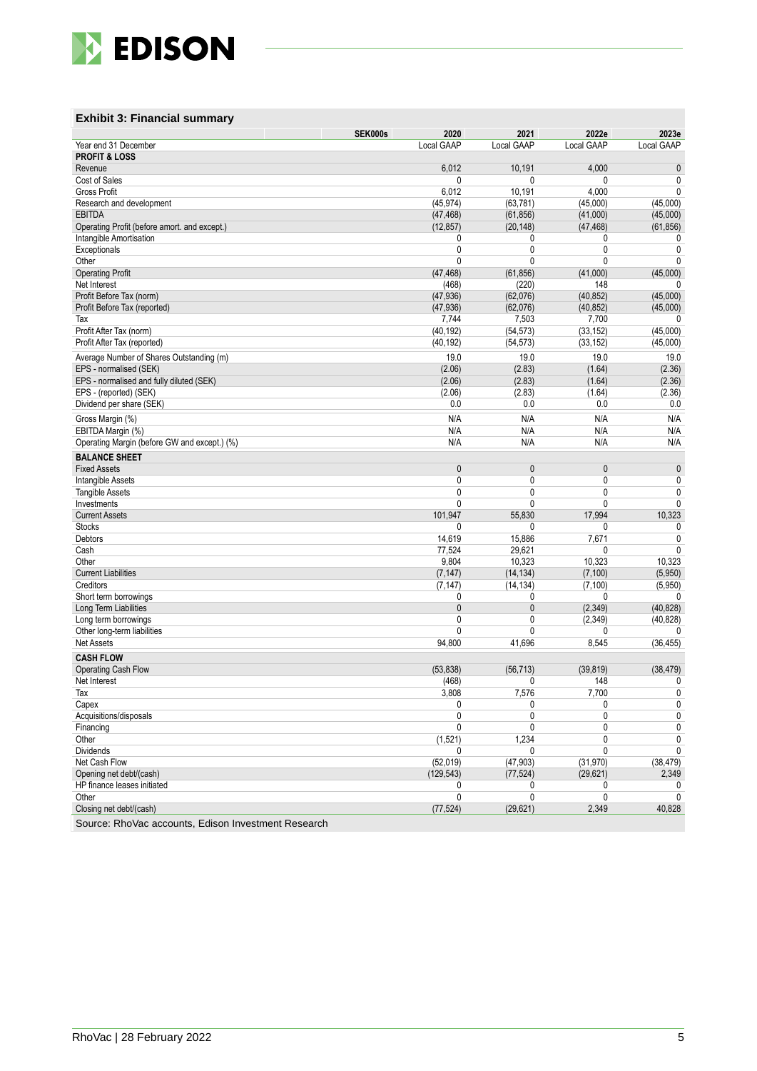## Exhibit 3: Financial summary

| SEK000s | 2020 | 2021 | 2022e | 2023e |
|---|---|---|---|---|
| Year end 31 December | Local GAAP | Local GAAP | Local GAAP | Local GAAP |
| **PROFIT & LOSS** | | | | |
| Revenue | 6,012 | 10,191 | 4,000 | 0 |
| Cost of Sales | 0 | 0 | 0 | 0 |
| Gross Profit | 6,012 | 10,191 | 4,000 | 0 |
| Research and development | (45,974) | (63,781) | (45,000) | (45,000) |
| EBITDA | (47,468) | (61,856) | (41,000) | (45,000) |
| Operating Profit (before amort. and except.) | (12,857) | (20,148) | (47,468) | (61,856) |
| Intangible Amortisation | 0 | 0 | 0 | 0 |
| Exceptionals | 0 | 0 | 0 | 0 |
| Other | 0 | 0 | 0 | 0 |
| Operating Profit | (47,468) | (61,856) | (41,000) | (45,000) |
| Net Interest | (468) | (220) | 148 | 0 |
| Profit Before Tax (norm) | (47,936) | (62,076) | (40,852) | (45,000) |
| Profit Before Tax (reported) | (47,936) | (62,076) | (40,852) | (45,000) |
| Tax | 7,744 | 7,503 | 7,700 | 0 |
| Profit After Tax (norm) | (40,192) | (54,573) | (33,152) | (45,000) |
| Profit After Tax (reported) | (40,192) | (54,573) | (33,152) | (45,000) |
| Average Number of Shares Outstanding (m) | 19.0 | 19.0 | 19.0 | 19.0 |
| EPS - normalised (SEK) | (2.06) | (2.83) | (1.64) | (2.36) |
| EPS - normalised and fully diluted (SEK) | (2.06) | (2.83) | (1.64) | (2.36) |
| EPS - (reported) (SEK) | (2.06) | (2.83) | (1.64) | (2.36) |
| Dividend per share (SEK) | 0.0 | 0.0 | 0.0 | 0.0 |
| Gross Margin (%) | N/A | N/A | N/A | N/A |
| EBITDA Margin (%) | N/A | N/A | N/A | N/A |
| Operating Margin (before GW and except.) (%) | N/A | N/A | N/A | N/A |
| **BALANCE SHEET** | | | | |
| Fixed Assets | 0 | 0 | 0 | 0 |
| Intangible Assets | 0 | 0 | 0 | 0 |
| Tangible Assets | 0 | 0 | 0 | 0 |
| Investments | 0 | 0 | 0 | 0 |
| Current Assets | 101,947 | 55,830 | 17,994 | 10,323 |
| Stocks | 0 | 0 | 0 | 0 |
| Debtors | 14,619 | 15,886 | 7,671 | 0 |
| Cash | 77,524 | 29,621 | 0 | 0 |
| Other | 9,804 | 10,323 | 10,323 | 10,323 |
| Current Liabilities | (7,147) | (14,134) | (7,100) | (5,950) |
| Creditors | (7,147) | (14,134) | (7,100) | (5,950) |
| Short term borrowings | 0 | 0 | 0 | 0 |
| Long Term Liabilities | 0 | 0 | (2,349) | (40,828) |
| Long term borrowings | 0 | 0 | (2,349) | (40,828) |
| Other long-term liabilities | 0 | 0 | 0 | 0 |
| Net Assets | 94,800 | 41,696 | 8,545 | (36,455) |
| **CASH FLOW** | | | | |
| Operating Cash Flow | (53,838) | (56,713) | (39,819) | (38,479) |
| Net Interest | (468) | 0 | 148 | 0 |
| Tax | 3,808 | 7,576 | 7,700 | 0 |
| Capex | 0 | 0 | 0 | 0 |
| Acquisitions/disposals | 0 | 0 | 0 | 0 |
| Financing | 0 | 0 | 0 | 0 |
| Other | (1,521) | 1,234 | 0 | 0 |
| Dividends | 0 | 0 | 0 | 0 |
| Net Cash Flow | (52,019) | (47,903) | (31,970) | (38,479) |
| Opening net debt/(cash) | (129,543) | (77,524) | (29,621) | 2,349 |
| HP finance leases initiated | 0 | 0 | 0 | 0 |
| Other | 0 | 0 | 0 | 0 |
| Closing net debt/(cash) | (77,524) | (29,621) | 2,349 | 40,828 |

Source: RhoVac accounts, Edison Investment Research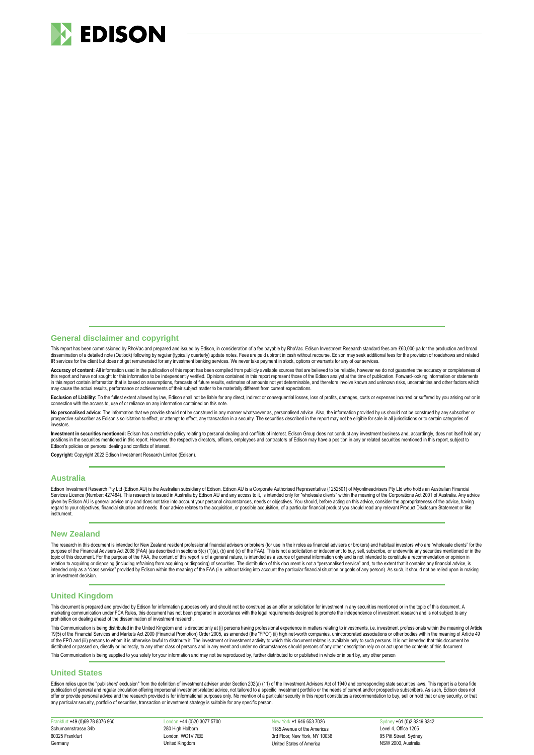## General disclaimer and copyright

This report has been commissioned by RhoVac and prepared and issued by Edison, in consideration of a fee payable by RhoVac. Edison Investment Research standard fees are £60,000 pa for the production and broad dissemination of a detailed note (Outlook) following by regular (typically quarterly) update notes. Fees are paid upfront in cash without recourse. Edison may seek additional fees for the provision of roadshows and related IR services for the client but does not get remunerated for any investment banking services. We never take payment in stock, options or warrants for any of our services.

**Accuracy of content:** All information used in the publication of this report has been compiled from publicly available sources that are believed to be reliable, however we do not guarantee the accuracy or completeness of this report and have not sought for this information to be independently verified. Opinions contained in this report represent those of the Edison analyst at the time of publication. Forward-looking information or statements in this report contain information that is based on assumptions, forecasts of future results, estimates of amounts not yet determinable, and therefore involve known and unknown risks, uncertainties and other factors which may cause the actual results, performance or achievements of their subject matter to be materially different from current expectations.

**Exclusion of Liability:** To the fullest extent allowed by law, Edison shall not be liable for any direct, indirect or consequential losses, loss of profits, damages, costs or expenses incurred or suffered by you arising out or in connection with the access to, use of or reliance on any information contained on this note.

**No personalised advice:** The information that we provide should not be construed in any manner whatsoever as, personalised advice. Also, the information provided by us should not be construed by any subscriber or prospective subscriber as Edison's solicitation to effect, or attempt to effect, any transaction in a security. The securities described in the report may not be eligible for sale in all jurisdictions or to certain categories of investors.

**Investment in securities mentioned:** Edison has a restrictive policy relating to personal dealing and conflicts of interest. Edison Group does not conduct any investment business and, accordingly, does not itself hold any positions in the securities mentioned in this report. However, the respective directors, officers, employees and contractors of Edison may have a position in any or related securities mentioned in this report, subject to Edison's policies on personal dealing and conflicts of interest.

**Copyright:** Copyright 2022 Edison Investment Research Limited (Edison).

## Australia

Edison Investment Research Pty Ltd (Edison AU) is the Australian subsidiary of Edison. Edison AU is a Corporate Authorised Representative (1252501) of Myonlineadvisers Pty Ltd who holds an Australian Financial Services Licence (Number: 427484). This research is issued in Australia by Edison AU and any access to it, is intended only for "wholesale clients" within the meaning of the Corporations Act 2001 of Australia. Any advice given by Edison AU is general advice only and does not take into account your personal circumstances, needs or objectives. You should, before acting on this advice, consider the appropriateness of the advice, having regard to your objectives, financial situation and needs. If our advice relates to the acquisition, or possible acquisition, of a particular financial product you should read any relevant Product Disclosure Statement or like instrument.

## New Zealand

The research in this document is intended for New Zealand resident professional financial advisers or brokers (for use in their roles as financial advisers or brokers) and habitual investors who are "wholesale clients" for the purpose of the Financial Advisers Act 2008 (FAA) (as described in sections 5(c) (1)(a), (b) and (c) of the FAA). This is not a solicitation or inducement to buy, sell, subscribe, or underwrite any securities mentioned or in the topic of this document. For the purpose of the FAA, the content of this report is of a general nature, is intended as a source of general information only and is not intended to constitute a recommendation or opinion in relation to acquiring or disposing (including refraining from acquiring or disposing) of securities. The distribution of this document is not a "personalised service" and, to the extent that it contains any financial advice, is intended only as a "class service" provided by Edison within the meaning of the FAA (i.e. without taking into account the particular financial situation or goals of any person). As such, it should not be relied upon in making an investment decision.

## United Kingdom

This document is prepared and provided by Edison for information purposes only and should not be construed as an offer or solicitation for investment in any securities mentioned or in the topic of this document. A marketing communication under FCA Rules, this document has not been prepared in accordance with the legal requirements designed to promote the independence of investment research and is not subject to any prohibition on dealing ahead of the dissemination of investment research.

This Communication is being distributed in the United Kingdom and is directed only at (i) persons having professional experience in matters relating to investments, i.e. investment professionals within the meaning of Article 19(5) of the Financial Services and Markets Act 2000 (Financial Promotion) Order 2005, as amended (the "FPO") (ii) high net-worth companies, unincorporated associations or other bodies within the meaning of Article 49 of the FPO and (iii) persons to whom it is otherwise lawful to distribute it. The investment or investment activity to which this document relates is available only to such persons. It is not intended that this document be distributed or passed on, directly or indirectly, to any other class of persons and in any event and under no circumstances should persons of any other description rely on or act upon the contents of this document.

This Communication is being supplied to you solely for your information and may not be reproduced by, further distributed to or published in whole or in part by, any other person

## United States

Edison relies upon the "publishers' exclusion" from the definition of investment adviser under Section 202(a) (11) of the Investment Advisers Act of 1940 and corresponding state securities laws. This report is a bona fide publication of general and regular circulation offering impersonal investment-related advice, not tailored to a specific investment portfolio or the needs of current and/or prospective subscribers. As such, Edison does not offer or provide personal advice and the research provided is for informational purposes only. No mention of a particular security in this report constitutes a recommendation to buy, sell or hold that or any security, or that any particular security, portfolio of securities, transaction or investment strategy is suitable for any specific person.

Frankfurt +49 (0)69 78 8076 960
Schumannstrasse 34b
60325 Frankfurt
Germany

London +44 (0)20 3077 5700
280 High Holborn
London, WC1V 7EE
United Kingdom

New York +1 646 653 7026
1185 Avenue of the Americas
3rd Floor, New York, NY 10036
United States of America

Sydney +61 (0)2 8249 8342
Level 4, Office 1205
95 Pitt Street, Sydney
NSW 2000, Australia